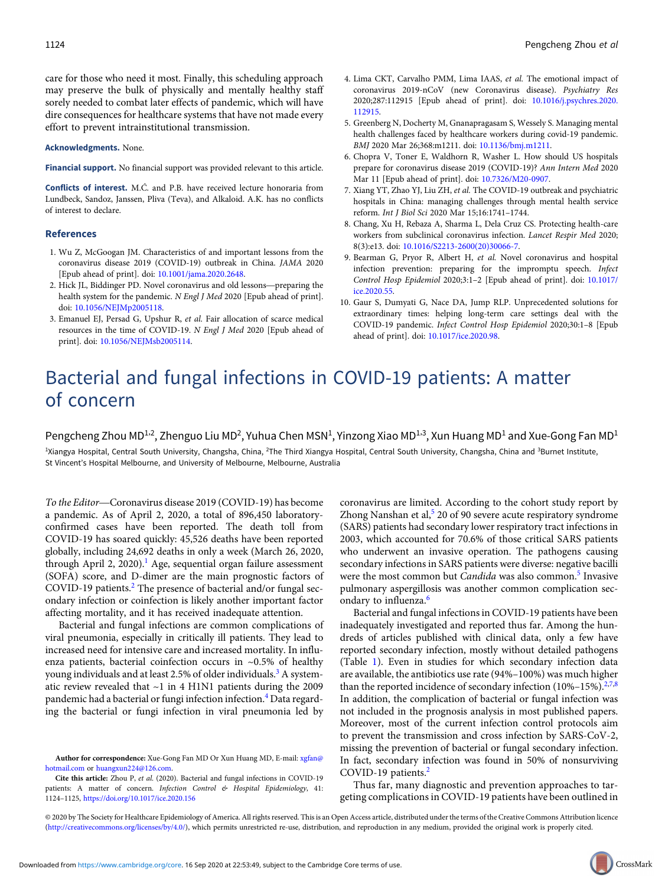care for those who need it most. Finally, this scheduling approach may preserve the bulk of physically and mentally healthy staff sorely needed to combat later effects of pandemic, which will have dire consequences for healthcare systems that have not made every effort to prevent intrainstitutional transmission.

**Acknowledgments.** None.

**Financial support.** No financial support was provided relevant to this article.

**Conflicts of interest.** M.Ć. and P.B. have received lecture honoraria from Lundbeck, Sandoz, Janssen, Pliva (Teva), and Alkaloid. A.K. has no conflicts of interest to declare.

## References

1. Wu Z, McGoogan JM. Characteristics of and important lessons from the coronavirus disease 2019 (COVID-19) outbreak in China. *JAMA* 2020 [Epub ahead of print]. doi: 10.1001/jama.2020.2648.
2. Hick JL, Biddinger PD. Novel coronavirus and old lessons—preparing the health system for the pandemic. *N Engl J Med* 2020 [Epub ahead of print]. doi: 10.1056/NEJMp2005118.
3. Emanuel EJ, Persad G, Upshur R, *et al.* Fair allocation of scarce medical resources in the time of COVID-19. *N Engl J Med* 2020 [Epub ahead of print]. doi: 10.1056/NEJMsb2005114.
4. Lima CKT, Carvalho PMM, Lima IAAS, *et al.* The emotional impact of coronavirus 2019-nCoV (new Coronavirus disease). *Psychiatry Res* 2020;287:112915 [Epub ahead of print]. doi: 10.1016/j.psychres.2020.112915.
5. Greenberg N, Docherty M, Gnanapragasam S, Wessely S. Managing mental health challenges faced by healthcare workers during covid-19 pandemic. *BMJ* 2020 Mar 26;368:m1211. doi: 10.1136/bmj.m1211.
6. Chopra V, Toner E, Waldhorn R, Washer L. How should US hospitals prepare for coronavirus disease 2019 (COVID-19)? *Ann Intern Med* 2020 Mar 11 [Epub ahead of print]. doi: 10.7326/M20-0907.
7. Xiang YT, Zhao YJ, Liu ZH, *et al.* The COVID-19 outbreak and psychiatric hospitals in China: managing challenges through mental health service reform. *Int J Biol Sci* 2020 Mar 15;16:1741–1744.
8. Chang, Xu H, Rebaza A, Sharma L, Dela Cruz CS. Protecting health-care workers from subclinical coronavirus infection. *Lancet Respir Med* 2020; 8(3):e13. doi: 10.1016/S2213-2600(20)30066-7.
9. Bearman G, Pryor R, Albert H, *et al.* Novel coronavirus and hospital infection prevention: preparing for the impromptu speech. *Infect Control Hosp Epidemiol* 2020;3:1–2 [Epub ahead of print]. doi: 10.1017/ice.2020.55.
10. Gaur S, Dumyati G, Nace DA, Jump RLP. Unprecedented solutions for extraordinary times: helping long-term care settings deal with the COVID-19 pandemic. *Infect Control Hosp Epidemiol* 2020;30:1–8 [Epub ahead of print]. doi: 10.1017/ice.2020.98.

# Bacterial and fungal infections in COVID-19 patients: A matter of concern

Pengcheng Zhou MD[1,2], Zhenguo Liu MD[2], Yuhua Chen MSN[1], Yinzong Xiao MD[1,3], Xun Huang MD[1] and Xue-Gong Fan MD[1]

[1]Xiangya Hospital, Central South University, Changsha, China, [2]The Third Xiangya Hospital, Central South University, Changsha, China and [3]Burnet Institute, St Vincent's Hospital Melbourne, and University of Melbourne, Melbourne, Australia

*To the Editor*—Coronavirus disease 2019 (COVID-19) has become a pandemic. As of April 2, 2020, a total of 896,450 laboratory-confirmed cases have been reported. The death toll from COVID-19 has soared quickly: 45,526 deaths have been reported globally, including 24,692 deaths in only a week (March 26, 2020, through April 2, 2020).[1] Age, sequential organ failure assessment (SOFA) score, and D-dimer are the main prognostic factors of COVID-19 patients.[2] The presence of bacterial and/or fungal secondary infection or coinfection is likely another important factor affecting mortality, and it has received inadequate attention.

Bacterial and fungal infections are common complications of viral pneumonia, especially in critically ill patients. They lead to increased need for intensive care and increased mortality. In influenza patients, bacterial coinfection occurs in ~0.5% of healthy young individuals and at least 2.5% of older individuals.[3] A systematic review revealed that ~1 in 4 H1N1 patients during the 2009 pandemic had a bacterial or fungi infection infection.[4] Data regarding the bacterial or fungi infection in viral pneumonia led by coronavirus are limited. According to the cohort study report by Zhong Nanshan et al,[5] 20 of 90 severe acute respiratory syndrome (SARS) patients had secondary lower respiratory tract infections in 2003, which accounted for 70.6% of those critical SARS patients who underwent an invasive operation. The pathogens causing secondary infections in SARS patients were diverse: negative bacilli were the most common but *Candida* was also common.[5] Invasive pulmonary aspergillosis was another common complication secondary to influenza.[6]

Bacterial and fungal infections in COVID-19 patients have been inadequately investigated and reported thus far. Among the hundreds of articles published with clinical data, only a few have reported secondary infection, mostly without detailed pathogens (Table 1). Even in studies for which secondary infection data are available, the antibiotics use rate (94%–100%) was much higher than the reported incidence of secondary infection (10%–15%).[2,7,8] In addition, the complication of bacterial or fungal infection was not included in the prognosis analysis in most published papers. Moreover, most of the current infection control protocols aim to prevent the transmission and cross infection by SARS-CoV-2, missing the prevention of bacterial or fungal secondary infection. In fact, secondary infection was found in 50% of nonsurviving COVID-19 patients.[2]

Thus far, many diagnostic and prevention approaches to targeting complications in COVID-19 patients have been outlined in

**Author for correspondence:** Xue-Gong Fan MD Or Xun Huang MD, E-mail: xgfan@hotmail.com or huangxun224@126.com.

**Cite this article:** Zhou P, *et al.* (2020). Bacterial and fungal infections in COVID-19 patients: A matter of concern. *Infection Control & Hospital Epidemiology*, 41: 1124–1125, https://doi.org/10.1017/ice.2020.156

© 2020 by The Society for Healthcare Epidemiology of America. All rights reserved. This is an Open Access article, distributed under the terms of the Creative Commons Attribution licence (http://creativecommons.org/licenses/by/4.0/), which permits unrestricted re-use, distribution, and reproduction in any medium, provided the original work is properly cited.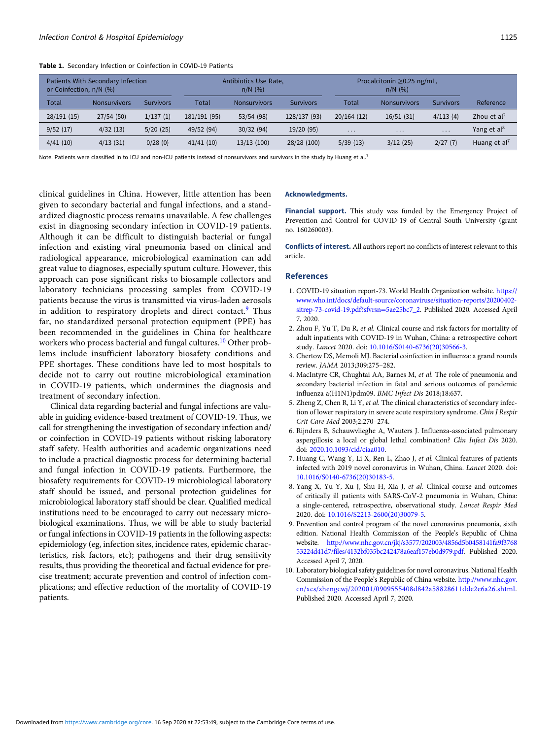**Table 1.** Secondary Infection or Coinfection in COVID-19 Patients

| Patients With Secondary Infection or Coinfection, n/N (%) | | | Antibiotics Use Rate, n/N (%) | | | Procalcitonin ≥0.25 ng/mL, n/N (%) | | | |
|---|---|---|---|---|---|---|---|---|---|
| Total | Nonsurvivors | Survivors | Total | Nonsurvivors | Survivors | Total | Nonsurvivors | Survivors | Reference |
| 28/191 (15) | 27/54 (50) | 1/137 (1) | 181/191 (95) | 53/54 (98) | 128/137 (93) | 20/164 (12) | 16/51 (31) | 4/113 (4) | Zhou et al[2] |
| 9/52 (17) | 4/32 (13) | 5/20 (25) | 49/52 (94) | 30/32 (94) | 19/20 (95) | ... | ... | ... | Yang et al[8] |
| 4/41 (10) | 4/13 (31) | 0/28 (0) | 41/41 (10) | 13/13 (100) | 28/28 (100) | 5/39 (13) | 3/12 (25) | 2/27 (7) | Huang et al[7] |

Note. Patients were classified in to ICU and non-ICU patients instead of nonsurvivors and survivors in the study by Huang et al.[7]

clinical guidelines in China. However, little attention has been given to secondary bacterial and fungal infections, and a standardized diagnostic process remains unavailable. A few challenges exist in diagnosing secondary infection in COVID-19 patients. Although it can be difficult to distinguish bacterial or fungal infection and existing viral pneumonia based on clinical and radiological appearance, microbiological examination can add great value to diagnoses, especially sputum culture. However, this approach can pose significant risks to biosample collectors and laboratory technicians processing samples from COVID-19 patients because the virus is transmitted via virus-laden aerosols in addition to respiratory droplets and direct contact.[9] Thus far, no standardized personal protection equipment (PPE) has been recommended in the guidelines in China for healthcare workers who process bacterial and fungal cultures.[10] Other problems include insufficient laboratory biosafety conditions and PPE shortages. These conditions have led to most hospitals to decide not to carry out routine microbiological examination in COVID-19 patients, which undermines the diagnosis and treatment of secondary infection.

Clinical data regarding bacterial and fungal infections are valuable in guiding evidence-based treatment of COVID-19. Thus, we call for strengthening the investigation of secondary infection and/or coinfection in COVID-19 patients without risking laboratory staff safety. Health authorities and academic organizations need to include a practical diagnostic process for determining bacterial and fungal infection in COVID-19 patients. Furthermore, the biosafety requirements for COVID-19 microbiological laboratory staff should be issued, and personal protection guidelines for microbiological laboratory staff should be clear. Qualified medical institutions need to be encouraged to carry out necessary microbiological examinations. Thus, we will be able to study bacterial or fungal infections in COVID-19 patients in the following aspects: epidemiology (eg, infection sites, incidence rates, epidemic characteristics, risk factors, etc); pathogens and their drug sensitivity results, thus providing the theoretical and factual evidence for precise treatment; accurate prevention and control of infection complications; and effective reduction of the mortality of COVID-19 patients.

**Acknowledgments.**

**Financial support.** This study was funded by the Emergency Project of Prevention and Control for COVID-19 of Central South University (grant no. 160260003).

**Conflicts of interest.** All authors report no conflicts of interest relevant to this article.

## References

1. COVID-19 situation report-73. World Health Organization website. https://www.who.int/docs/default-source/coronaviruse/situation-reports/20200402-sitrep-73-covid-19.pdf?sfvrsn=5ae25bc7_2. Published 2020. Accessed April 7, 2020.
2. Zhou F, Yu T, Du R, *et al.* Clinical course and risk factors for mortality of adult inpatients with COVID-19 in Wuhan, China: a retrospective cohort study. *Lancet* 2020. doi: 10.1016/S0140-6736(20)30566-3.
3. Chertow DS, Memoli MJ. Bacterial coinfection in influenza: a grand rounds review. *JAMA* 2013;309:275–282.
4. MacIntyre CR, Chughtai AA, Barnes M, *et al.* The role of pneumonia and secondary bacterial infection in fatal and serious outcomes of pandemic influenza a(H1N1)pdm09. *BMC Infect Dis* 2018;18:637.
5. Zheng Z, Chen R, Li Y, *et al.* The clinical characteristics of secondary infection of lower respiratory in severe acute respiratory syndrome. *Chin J Respir Crit Care Med* 2003;2:270–274.
6. Rijnders B, Schauwvlieghe A, Wauters J. Influenza-associated pulmonary aspergillosis: a local or global lethal combination? *Clin Infect Dis* 2020. doi: 2020.10.1093/cid/ciaa010.
7. Huang C, Wang Y, Li X, Ren L, Zhao J, *et al.* Clinical features of patients infected with 2019 novel coronavirus in Wuhan, China. *Lancet* 2020. doi: 10.1016/S0140-6736(20)30183-5.
8. Yang X, Yu Y, Xu J, Shu H, Xia J, *et al.* Clinical course and outcomes of critically ill patients with SARS-CoV-2 pneumonia in Wuhan, China: a single-centered, retrospective, observational study. *Lancet Respir Med* 2020. doi: 10.1016/S2213-2600(20)30079-5.
9. Prevention and control program of the novel coronavirus pneumonia, sixth edition. National Health Commission of the People's Republic of China website. http://www.nhc.gov.cn/jkj/s3577/202003/4856d5b0458141fa9f376853224d41d7/files/4132bf035bc242478a6eaf157eb0d979.pdf. Published 2020. Accessed April 7, 2020.
10. Laboratory biological safety guidelines for novel coronavirus. National Health Commission of the People's Republic of China website. http://www.nhc.gov.cn/xcs/zhengcwj/202001/0909555408d842a58828611dde2e6a26.shtml. Published 2020. Accessed April 7, 2020.